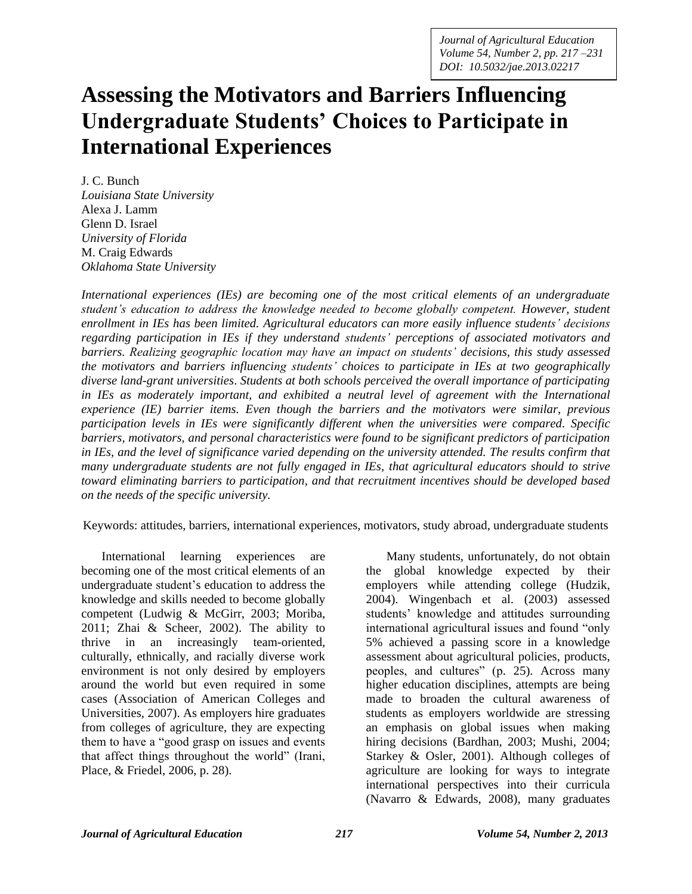# Assessing the Motivators and Barriers Influencing Undergraduate Students' Choices to Participate in International Experiences

J. C. Bunch  
*Louisiana State University*  
Alexa J. Lamm  
Glenn D. Israel  
*University of Florida*  
M. Craig Edwards  
*Oklahoma State University*

*International experiences (IEs) are becoming one of the most critical elements of an undergraduate student's education to address the knowledge needed to become globally competent. However, student enrollment in IEs has been limited. Agricultural educators can more easily influence students' decisions regarding participation in IEs if they understand students' perceptions of associated motivators and barriers. Realizing geographic location may have an impact on students' decisions, this study assessed the motivators and barriers influencing students' choices to participate in IEs at two geographically diverse land-grant universities. Students at both schools perceived the overall importance of participating in IEs as moderately important, and exhibited a neutral level of agreement with the International experience (IE) barrier items. Even though the barriers and the motivators were similar, previous participation levels in IEs were significantly different when the universities were compared. Specific barriers, motivators, and personal characteristics were found to be significant predictors of participation in IEs, and the level of significance varied depending on the university attended. The results confirm that many undergraduate students are not fully engaged in IEs, that agricultural educators should to strive toward eliminating barriers to participation, and that recruitment incentives should be developed based on the needs of the specific university.*

Keywords: attitudes, barriers, international experiences, motivators, study abroad, undergraduate students

International learning experiences are becoming one of the most critical elements of an undergraduate student's education to address the knowledge and skills needed to become globally competent (Ludwig & McGirr, 2003; Moriba, 2011; Zhai & Scheer, 2002). The ability to thrive in an increasingly team-oriented, culturally, ethnically, and racially diverse work environment is not only desired by employers around the world but even required in some cases (Association of American Colleges and Universities, 2007). As employers hire graduates from colleges of agriculture, they are expecting them to have a "good grasp on issues and events that affect things throughout the world" (Irani, Place, & Friedel, 2006, p. 28).

Many students, unfortunately, do not obtain the global knowledge expected by their employers while attending college (Hudzik, 2004). Wingenbach et al. (2003) assessed students' knowledge and attitudes surrounding international agricultural issues and found "only 5% achieved a passing score in a knowledge assessment about agricultural policies, products, peoples, and cultures" (p. 25). Across many higher education disciplines, attempts are being made to broaden the cultural awareness of students as employers worldwide are stressing an emphasis on global issues when making hiring decisions (Bardhan, 2003; Mushi, 2004; Starkey & Osler, 2001). Although colleges of agriculture are looking for ways to integrate international perspectives into their curricula (Navarro & Edwards, 2008), many graduates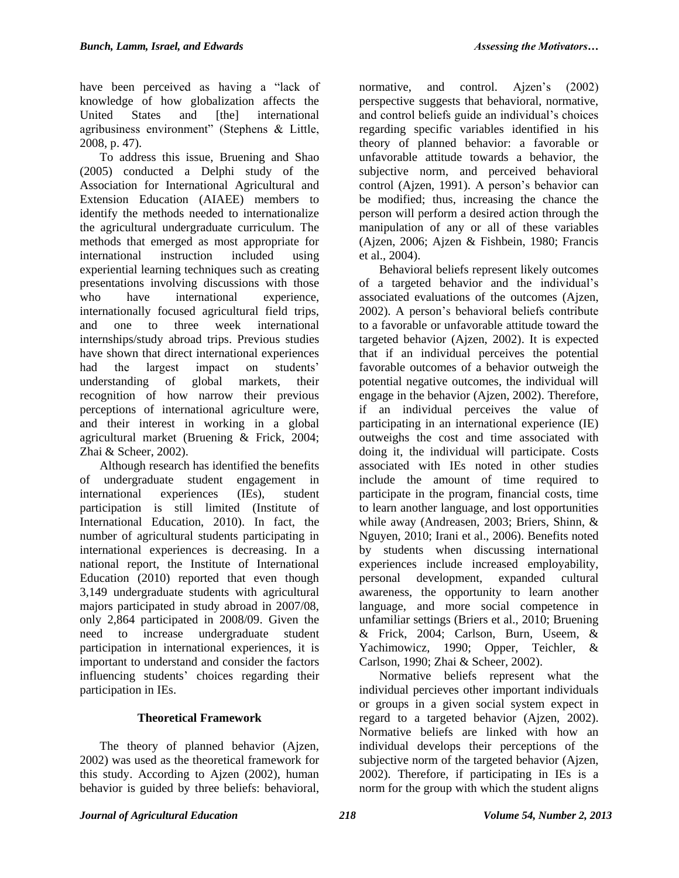have been perceived as having a "lack of knowledge of how globalization affects the United States and [the] international agribusiness environment" (Stephens & Little, 2008, p. 47).

To address this issue, Bruening and Shao (2005) conducted a Delphi study of the Association for International Agricultural and Extension Education (AIAEE) members to identify the methods needed to internationalize the agricultural undergraduate curriculum. The methods that emerged as most appropriate for international instruction included using experiential learning techniques such as creating presentations involving discussions with those who have international experience, internationally focused agricultural field trips, and one to three week international internships/study abroad trips. Previous studies have shown that direct international experiences had the largest impact on students' understanding of global markets, their recognition of how narrow their previous perceptions of international agriculture were, and their interest in working in a global agricultural market (Bruening & Frick, 2004; Zhai & Scheer, 2002).

Although research has identified the benefits of undergraduate student engagement in international experiences (IEs), student participation is still limited (Institute of International Education, 2010). In fact, the number of agricultural students participating in international experiences is decreasing. In a national report, the Institute of International Education (2010) reported that even though 3,149 undergraduate students with agricultural majors participated in study abroad in 2007/08, only 2,864 participated in 2008/09. Given the need to increase undergraduate student participation in international experiences, it is important to understand and consider the factors influencing students' choices regarding their participation in IEs.

## Theoretical Framework

The theory of planned behavior (Ajzen, 2002) was used as the theoretical framework for this study. According to Ajzen (2002), human behavior is guided by three beliefs: behavioral, normative, and control. Ajzen's (2002) perspective suggests that behavioral, normative, and control beliefs guide an individual's choices regarding specific variables identified in his theory of planned behavior: a favorable or unfavorable attitude towards a behavior, the subjective norm, and perceived behavioral control (Ajzen, 1991). A person's behavior can be modified; thus, increasing the chance the person will perform a desired action through the manipulation of any or all of these variables (Ajzen, 2006; Ajzen & Fishbein, 1980; Francis et al., 2004).

Behavioral beliefs represent likely outcomes of a targeted behavior and the individual's associated evaluations of the outcomes (Ajzen, 2002). A person's behavioral beliefs contribute to a favorable or unfavorable attitude toward the targeted behavior (Ajzen, 2002). It is expected that if an individual perceives the potential favorable outcomes of a behavior outweigh the potential negative outcomes, the individual will engage in the behavior (Ajzen, 2002). Therefore, if an individual perceives the value of participating in an international experience (IE) outweighs the cost and time associated with doing it, the individual will participate. Costs associated with IEs noted in other studies include the amount of time required to participate in the program, financial costs, time to learn another language, and lost opportunities while away (Andreasen, 2003; Briers, Shinn, & Nguyen, 2010; Irani et al., 2006). Benefits noted by students when discussing international experiences include increased employability, personal development, expanded cultural awareness, the opportunity to learn another language, and more social competence in unfamiliar settings (Briers et al., 2010; Bruening & Frick, 2004; Carlson, Burn, Useem, & Yachimowicz, 1990; Opper, Teichler, & Carlson, 1990; Zhai & Scheer, 2002).

Normative beliefs represent what the individual percieves other important individuals or groups in a given social system expect in regard to a targeted behavior (Ajzen, 2002). Normative beliefs are linked with how an individual develops their perceptions of the subjective norm of the targeted behavior (Ajzen, 2002). Therefore, if participating in IEs is a norm for the group with which the student aligns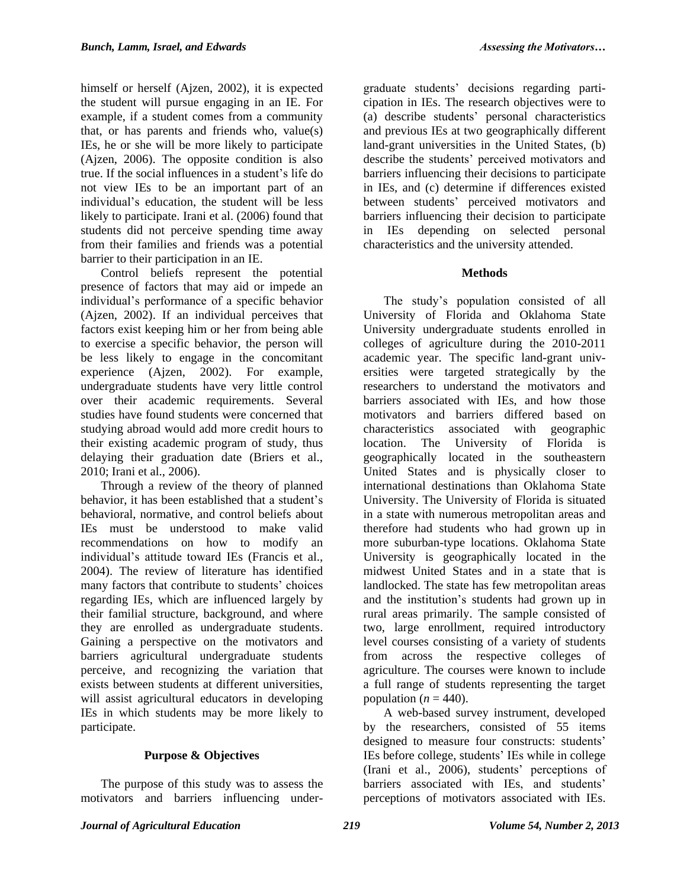himself or herself (Ajzen, 2002), it is expected the student will pursue engaging in an IE. For example, if a student comes from a community that, or has parents and friends who, value(s) IEs, he or she will be more likely to participate (Ajzen, 2006). The opposite condition is also true. If the social influences in a student's life do not view IEs to be an important part of an individual's education, the student will be less likely to participate. Irani et al. (2006) found that students did not perceive spending time away from their families and friends was a potential barrier to their participation in an IE.

Control beliefs represent the potential presence of factors that may aid or impede an individual's performance of a specific behavior (Ajzen, 2002). If an individual perceives that factors exist keeping him or her from being able to exercise a specific behavior, the person will be less likely to engage in the concomitant experience (Ajzen, 2002). For example, undergraduate students have very little control over their academic requirements. Several studies have found students were concerned that studying abroad would add more credit hours to their existing academic program of study, thus delaying their graduation date (Briers et al., 2010; Irani et al., 2006).

Through a review of the theory of planned behavior, it has been established that a student's behavioral, normative, and control beliefs about IEs must be understood to make valid recommendations on how to modify an individual's attitude toward IEs (Francis et al., 2004). The review of literature has identified many factors that contribute to students' choices regarding IEs, which are influenced largely by their familial structure, background, and where they are enrolled as undergraduate students. Gaining a perspective on the motivators and barriers agricultural undergraduate students perceive, and recognizing the variation that exists between students at different universities, will assist agricultural educators in developing IEs in which students may be more likely to participate.

## Purpose & Objectives

The purpose of this study was to assess the motivators and barriers influencing undergraduate students' decisions regarding participation in IEs. The research objectives were to (a) describe students' personal characteristics and previous IEs at two geographically different land-grant universities in the United States, (b) describe the students' perceived motivators and barriers influencing their decisions to participate in IEs, and (c) determine if differences existed between students' perceived motivators and barriers influencing their decision to participate in IEs depending on selected personal characteristics and the university attended.

## Methods

The study's population consisted of all University of Florida and Oklahoma State University undergraduate students enrolled in colleges of agriculture during the 2010-2011 academic year. The specific land-grant universities were targeted strategically by the researchers to understand the motivators and barriers associated with IEs, and how those motivators and barriers differed based on characteristics associated with geographic location. The University of Florida is geographically located in the southeastern United States and is physically closer to international destinations than Oklahoma State University. The University of Florida is situated in a state with numerous metropolitan areas and therefore had students who had grown up in more suburban-type locations. Oklahoma State University is geographically located in the midwest United States and in a state that is landlocked. The state has few metropolitan areas and the institution's students had grown up in rural areas primarily. The sample consisted of two, large enrollment, required introductory level courses consisting of a variety of students from across the respective colleges of agriculture. The courses were known to include a full range of students representing the target population ($n = 440$).

A web-based survey instrument, developed by the researchers, consisted of 55 items designed to measure four constructs: students' IEs before college, students' IEs while in college (Irani et al., 2006), students' perceptions of barriers associated with IEs, and students' perceptions of motivators associated with IEs.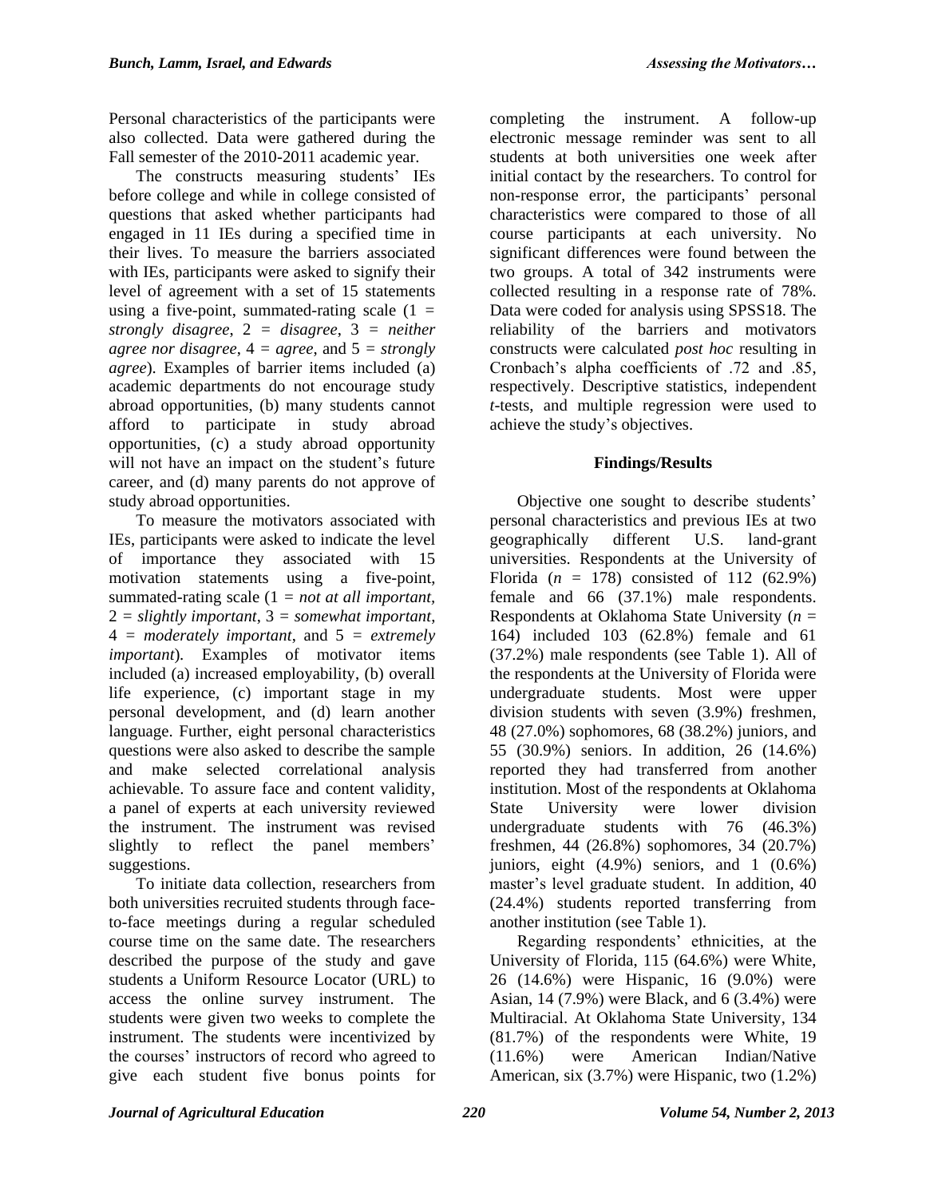Personal characteristics of the participants were also collected. Data were gathered during the Fall semester of the 2010-2011 academic year.

The constructs measuring students' IEs before college and while in college consisted of questions that asked whether participants had engaged in 11 IEs during a specified time in their lives. To measure the barriers associated with IEs, participants were asked to signify their level of agreement with a set of 15 statements using a five-point, summated-rating scale (1 = *strongly disagree*, 2 = *disagree*, 3 = *neither agree nor disagree*, 4 = *agree*, and 5 = *strongly agree*). Examples of barrier items included (a) academic departments do not encourage study abroad opportunities, (b) many students cannot afford to participate in study abroad opportunities, (c) a study abroad opportunity will not have an impact on the student's future career, and (d) many parents do not approve of study abroad opportunities.

To measure the motivators associated with IEs, participants were asked to indicate the level of importance they associated with 15 motivation statements using a five-point, summated-rating scale (1 = *not at all important*, 2 = *slightly important*, 3 = *somewhat important*, 4 = *moderately important*, and 5 = *extremely important*). Examples of motivator items included (a) increased employability, (b) overall life experience, (c) important stage in my personal development, and (d) learn another language. Further, eight personal characteristics questions were also asked to describe the sample and make selected correlational analysis achievable. To assure face and content validity, a panel of experts at each university reviewed the instrument. The instrument was revised slightly to reflect the panel members' suggestions.

To initiate data collection, researchers from both universities recruited students through face-to-face meetings during a regular scheduled course time on the same date. The researchers described the purpose of the study and gave students a Uniform Resource Locator (URL) to access the online survey instrument. The students were given two weeks to complete the instrument. The students were incentivized by the courses' instructors of record who agreed to give each student five bonus points for completing the instrument. A follow-up electronic message reminder was sent to all students at both universities one week after initial contact by the researchers. To control for non-response error, the participants' personal characteristics were compared to those of all course participants at each university. No significant differences were found between the two groups. A total of 342 instruments were collected resulting in a response rate of 78%. Data were coded for analysis using SPSS18. The reliability of the barriers and motivators constructs were calculated *post hoc* resulting in Cronbach's alpha coefficients of .72 and .85, respectively. Descriptive statistics, independent *t*-tests, and multiple regression were used to achieve the study's objectives.

## Findings/Results

Objective one sought to describe students' personal characteristics and previous IEs at two geographically different U.S. land-grant universities. Respondents at the University of Florida ($n$ = 178) consisted of 112 (62.9%) female and 66 (37.1%) male respondents. Respondents at Oklahoma State University ($n$ = 164) included 103 (62.8%) female and 61 (37.2%) male respondents (see Table 1). All of the respondents at the University of Florida were undergraduate students. Most were upper division students with seven (3.9%) freshmen, 48 (27.0%) sophomores, 68 (38.2%) juniors, and 55 (30.9%) seniors. In addition, 26 (14.6%) reported they had transferred from another institution. Most of the respondents at Oklahoma State University were lower division undergraduate students with 76 (46.3%) freshmen, 44 (26.8%) sophomores, 34 (20.7%) juniors, eight (4.9%) seniors, and 1 (0.6%) master's level graduate student. In addition, 40 (24.4%) students reported transferring from another institution (see Table 1).

Regarding respondents' ethnicities, at the University of Florida, 115 (64.6%) were White, 26 (14.6%) were Hispanic, 16 (9.0%) were Asian, 14 (7.9%) were Black, and 6 (3.4%) were Multiracial. At Oklahoma State University, 134 (81.7%) of the respondents were White, 19 (11.6%) were American Indian/Native American, six (3.7%) were Hispanic, two (1.2%)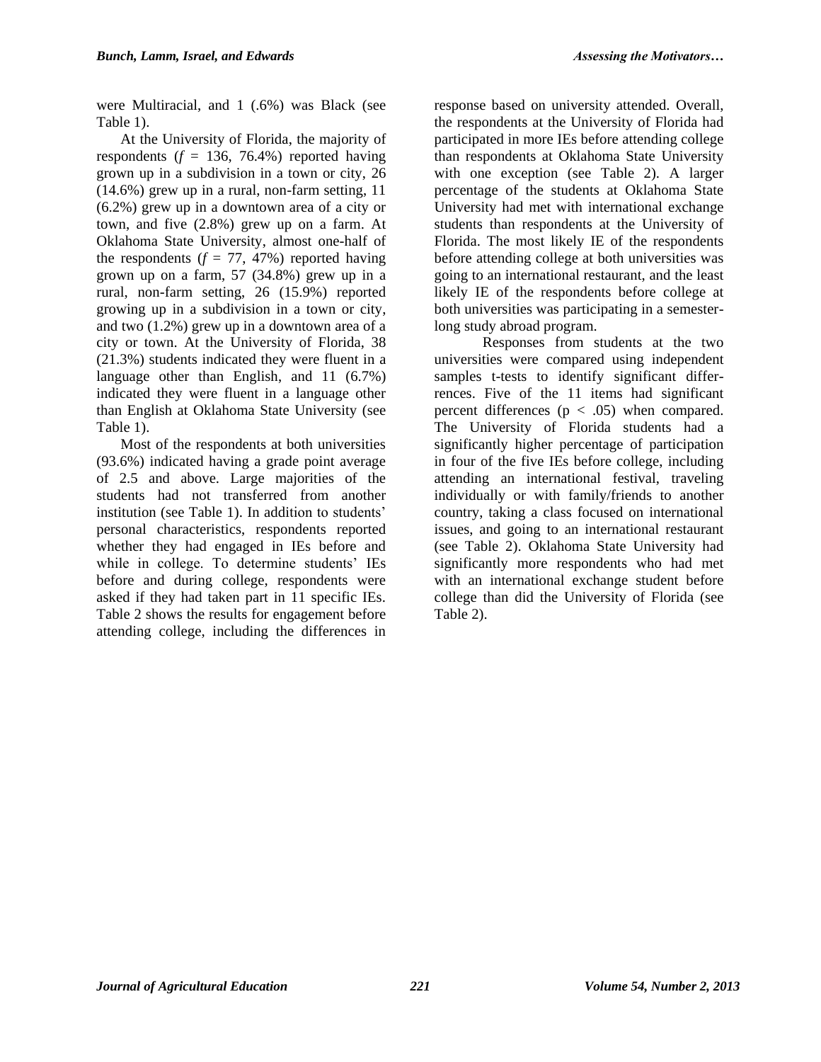were Multiracial, and 1 (.6%) was Black (see Table 1).

At the University of Florida, the majority of respondents (*f* = 136, 76.4%) reported having grown up in a subdivision in a town or city, 26 (14.6%) grew up in a rural, non-farm setting, 11 (6.2%) grew up in a downtown area of a city or town, and five (2.8%) grew up on a farm. At Oklahoma State University, almost one-half of the respondents (*f* = 77, 47%) reported having grown up on a farm, 57 (34.8%) grew up in a rural, non-farm setting, 26 (15.9%) reported growing up in a subdivision in a town or city, and two (1.2%) grew up in a downtown area of a city or town. At the University of Florida, 38 (21.3%) students indicated they were fluent in a language other than English, and 11 (6.7%) indicated they were fluent in a language other than English at Oklahoma State University (see Table 1).

Most of the respondents at both universities (93.6%) indicated having a grade point average of 2.5 and above. Large majorities of the students had not transferred from another institution (see Table 1). In addition to students' personal characteristics, respondents reported whether they had engaged in IEs before and while in college. To determine students' IEs before and during college, respondents were asked if they had taken part in 11 specific IEs. Table 2 shows the results for engagement before attending college, including the differences in response based on university attended. Overall, the respondents at the University of Florida had participated in more IEs before attending college than respondents at Oklahoma State University with one exception (see Table 2). A larger percentage of the students at Oklahoma State University had met with international exchange students than respondents at the University of Florida. The most likely IE of the respondents before attending college at both universities was going to an international restaurant, and the least likely IE of the respondents before college at both universities was participating in a semester-long study abroad program.

Responses from students at the two universities were compared using independent samples t-tests to identify significant differences. Five of the 11 items had significant percent differences ($p < .05$) when compared. The University of Florida students had a significantly higher percentage of participation in four of the five IEs before college, including attending an international festival, traveling individually or with family/friends to another country, taking a class focused on international issues, and going to an international restaurant (see Table 2). Oklahoma State University had significantly more respondents who had met with an international exchange student before college than did the University of Florida (see Table 2).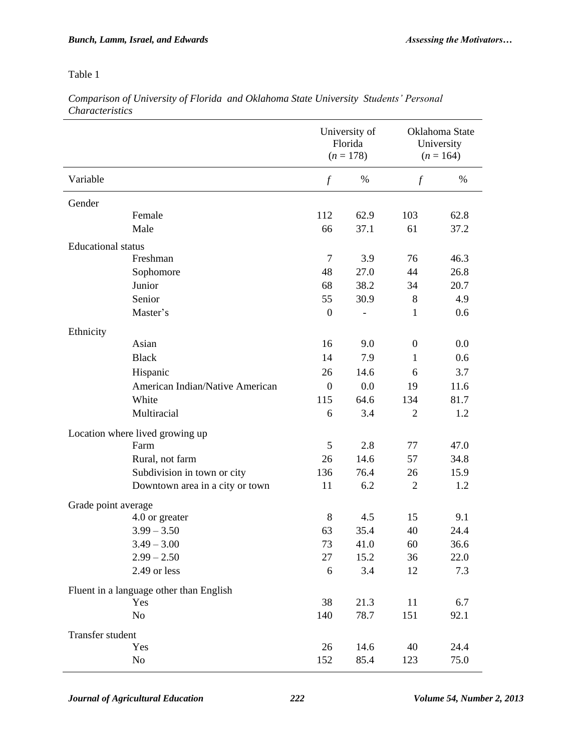Table 1

*Comparison of University of Florida and Oklahoma State University Students' Personal Characteristics*

| Variable | | University of Florida ($n$ = 178) | | Oklahoma State University ($n$ = 164) | |
|---|---|---|---|---|---|
| | | *f* | % | *f* | % |
| Gender | | | | | |
| | Female | 112 | 62.9 | 103 | 62.8 |
| | Male | 66 | 37.1 | 61 | 37.2 |
| Educational status | | | | | |
| | Freshman | 7 | 3.9 | 76 | 46.3 |
| | Sophomore | 48 | 27.0 | 44 | 26.8 |
| | Junior | 68 | 38.2 | 34 | 20.7 |
| | Senior | 55 | 30.9 | 8 | 4.9 |
| | Master's | 0 | - | 1 | 0.6 |
| Ethnicity | | | | | |
| | Asian | 16 | 9.0 | 0 | 0.0 |
| | Black | 14 | 7.9 | 1 | 0.6 |
| | Hispanic | 26 | 14.6 | 6 | 3.7 |
| | American Indian/Native American | 0 | 0.0 | 19 | 11.6 |
| | White | 115 | 64.6 | 134 | 81.7 |
| | Multiracial | 6 | 3.4 | 2 | 1.2 |
| Location where lived growing up | | | | | |
| | Farm | 5 | 2.8 | 77 | 47.0 |
| | Rural, not farm | 26 | 14.6 | 57 | 34.8 |
| | Subdivision in town or city | 136 | 76.4 | 26 | 15.9 |
| | Downtown area in a city or town | 11 | 6.2 | 2 | 1.2 |
| Grade point average | | | | | |
| | 4.0 or greater | 8 | 4.5 | 15 | 9.1 |
| | 3.99 – 3.50 | 63 | 35.4 | 40 | 24.4 |
| | 3.49 – 3.00 | 73 | 41.0 | 60 | 36.6 |
| | 2.99 – 2.50 | 27 | 15.2 | 36 | 22.0 |
| | 2.49 or less | 6 | 3.4 | 12 | 7.3 |
| Fluent in a language other than English | | | | | |
| | Yes | 38 | 21.3 | 11 | 6.7 |
| | No | 140 | 78.7 | 151 | 92.1 |
| Transfer student | | | | | |
| | Yes | 26 | 14.6 | 40 | 24.4 |
| | No | 152 | 85.4 | 123 | 75.0 |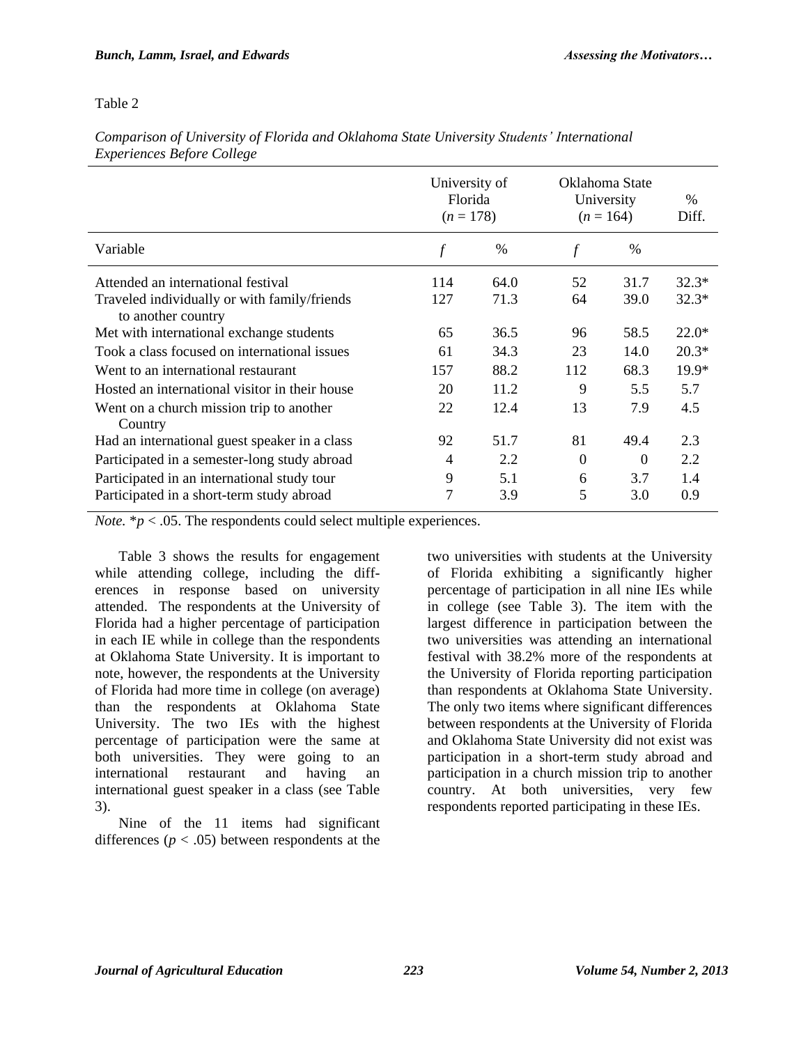Table 2

*Comparison of University of Florida and Oklahoma State University Students' International Experiences Before College*

| | University of Florida ($n$ = 178) | | Oklahoma State University ($n$ = 164) | | % Diff. |
|---|---|---|---|---|---|
| Variable | $f$ | % | $f$ | % | |
| Attended an international festival | 114 | 64.0 | 52 | 31.7 | 32.3* |
| Traveled individually or with family/friends to another country | 127 | 71.3 | 64 | 39.0 | 32.3* |
| Met with international exchange students | 65 | 36.5 | 96 | 58.5 | 22.0* |
| Took a class focused on international issues | 61 | 34.3 | 23 | 14.0 | 20.3* |
| Went to an international restaurant | 157 | 88.2 | 112 | 68.3 | 19.9* |
| Hosted an international visitor in their house | 20 | 11.2 | 9 | 5.5 | 5.7 |
| Went on a church mission trip to another Country | 22 | 12.4 | 13 | 7.9 | 4.5 |
| Had an international guest speaker in a class | 92 | 51.7 | 81 | 49.4 | 2.3 |
| Participated in a semester-long study abroad | 4 | 2.2 | 0 | 0 | 2.2 |
| Participated in an international study tour | 9 | 5.1 | 6 | 3.7 | 1.4 |
| Participated in a short-term study abroad | 7 | 3.9 | 5 | 3.0 | 0.9 |

*Note.* *$p < .05$. The respondents could select multiple experiences.

Table 3 shows the results for engagement while attending college, including the differences in response based on university attended. The respondents at the University of Florida had a higher percentage of participation in each IE while in college than the respondents at Oklahoma State University. It is important to note, however, the respondents at the University of Florida had more time in college (on average) than the respondents at Oklahoma State University. The two IEs with the highest percentage of participation were the same at both universities. They were going to an international restaurant and having an international guest speaker in a class (see Table 3).

Nine of the 11 items had significant differences ($p < .05$) between respondents at the two universities with students at the University of Florida exhibiting a significantly higher percentage of participation in all nine IEs while in college (see Table 3). The item with the largest difference in participation between the two universities was attending an international festival with 38.2% more of the respondents at the University of Florida reporting participation than respondents at Oklahoma State University. The only two items where significant differences between respondents at the University of Florida and Oklahoma State University did not exist was participation in a short-term study abroad and participation in a church mission trip to another country. At both universities, very few respondents reported participating in these IEs.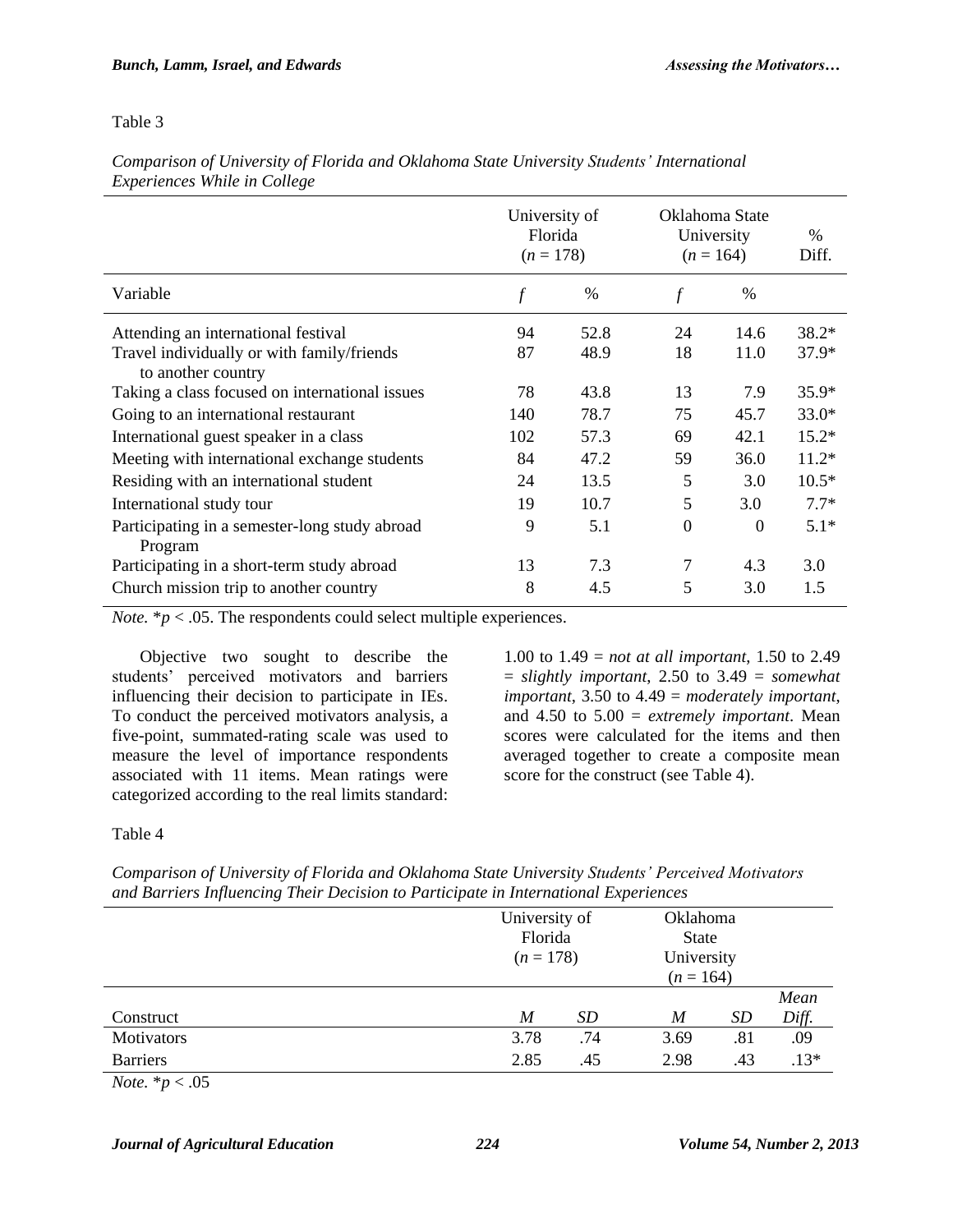Table 3

*Comparison of University of Florida and Oklahoma State University Students' International Experiences While in College*

| | University of Florida ($n$ = 178) | | Oklahoma State University ($n$ = 164) | | % Diff. |
|---|---|---|---|---|---|
| Variable | *f* | % | *f* | % | |
| Attending an international festival | 94 | 52.8 | 24 | 14.6 | 38.2* |
| Travel individually or with family/friends to another country | 87 | 48.9 | 18 | 11.0 | 37.9* |
| Taking a class focused on international issues | 78 | 43.8 | 13 | 7.9 | 35.9* |
| Going to an international restaurant | 140 | 78.7 | 75 | 45.7 | 33.0* |
| International guest speaker in a class | 102 | 57.3 | 69 | 42.1 | 15.2* |
| Meeting with international exchange students | 84 | 47.2 | 59 | 36.0 | 11.2* |
| Residing with an international student | 24 | 13.5 | 5 | 3.0 | 10.5* |
| International study tour | 19 | 10.7 | 5 | 3.0 | 7.7* |
| Participating in a semester-long study abroad Program | 9 | 5.1 | 0 | 0 | 5.1* |
| Participating in a short-term study abroad | 13 | 7.3 | 7 | 4.3 | 3.0 |
| Church mission trip to another country | 8 | 4.5 | 5 | 3.0 | 1.5 |

*Note.* *$p$ < .05. The respondents could select multiple experiences.

Objective two sought to describe the students' perceived motivators and barriers influencing their decision to participate in IEs. To conduct the perceived motivators analysis, a five-point, summated-rating scale was used to measure the level of importance respondents associated with 11 items. Mean ratings were categorized according to the real limits standard: 1.00 to 1.49 = *not at all important*, 1.50 to 2.49 = *slightly important*, 2.50 to 3.49 = *somewhat important*, 3.50 to 4.49 = *moderately important*, and 4.50 to 5.00 = *extremely important*. Mean scores were calculated for the items and then averaged together to create a composite mean score for the construct (see Table 4).

Table 4

*Comparison of University of Florida and Oklahoma State University Students' Perceived Motivators and Barriers Influencing Their Decision to Participate in International Experiences*

| | University of Florida ($n$ = 178) | | Oklahoma State University ($n$ = 164) | | |
|---|---|---|---|---|---|
| Construct | *M* | *SD* | *M* | *SD* | *Mean Diff.* |
| Motivators | 3.78 | .74 | 3.69 | .81 | .09 |
| Barriers | 2.85 | .45 | 2.98 | .43 | .13* |

*Note.* *$p$ < .05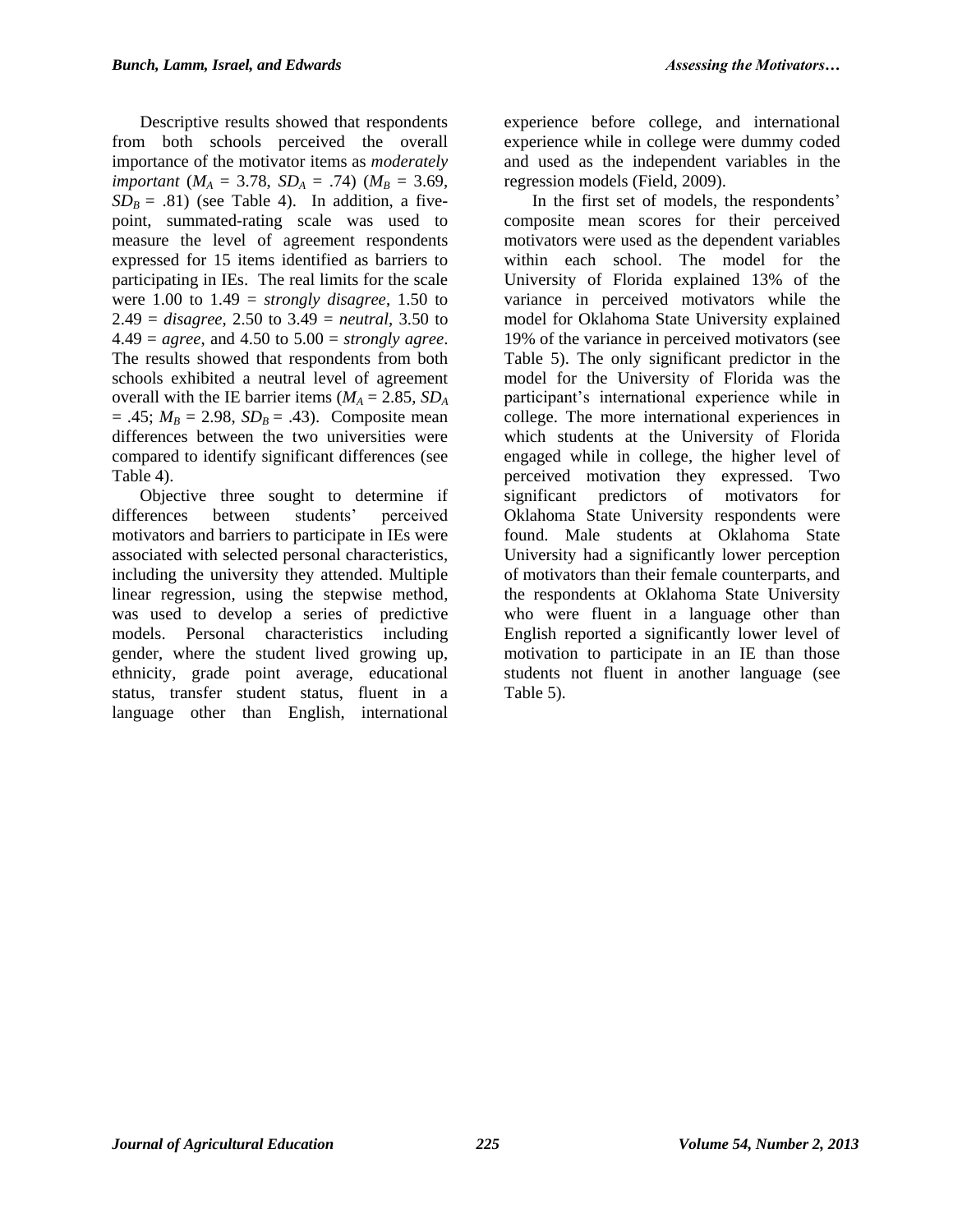Descriptive results showed that respondents from both schools perceived the overall importance of the motivator items as *moderately important* ($M_A$ = 3.78, $SD_A$ = .74) ($M_B$ = 3.69, $SD_B$ = .81) (see Table 4). In addition, a five-point, summated-rating scale was used to measure the level of agreement respondents expressed for 15 items identified as barriers to participating in IEs. The real limits for the scale were 1.00 to 1.49 = *strongly disagree*, 1.50 to 2.49 = *disagree*, 2.50 to 3.49 = *neutral*, 3.50 to 4.49 = *agree*, and 4.50 to 5.00 = *strongly agree*. The results showed that respondents from both schools exhibited a neutral level of agreement overall with the IE barrier items ($M_A$ = 2.85, $SD_A$ = .45; $M_B$ = 2.98, $SD_B$ = .43). Composite mean differences between the two universities were compared to identify significant differences (see Table 4).

Objective three sought to determine if differences between students' perceived motivators and barriers to participate in IEs were associated with selected personal characteristics, including the university they attended. Multiple linear regression, using the stepwise method, was used to develop a series of predictive models. Personal characteristics including gender, where the student lived growing up, ethnicity, grade point average, educational status, transfer student status, fluent in a language other than English, international experience before college, and international experience while in college were dummy coded and used as the independent variables in the regression models (Field, 2009).

In the first set of models, the respondents' composite mean scores for their perceived motivators were used as the dependent variables within each school. The model for the University of Florida explained 13% of the variance in perceived motivators while the model for Oklahoma State University explained 19% of the variance in perceived motivators (see Table 5). The only significant predictor in the model for the University of Florida was the participant's international experience while in college. The more international experiences in which students at the University of Florida engaged while in college, the higher level of perceived motivation they expressed. Two significant predictors of motivators for Oklahoma State University respondents were found. Male students at Oklahoma State University had a significantly lower perception of motivators than their female counterparts, and the respondents at Oklahoma State University who were fluent in a language other than English reported a significantly lower level of motivation to participate in an IE than those students not fluent in another language (see Table 5).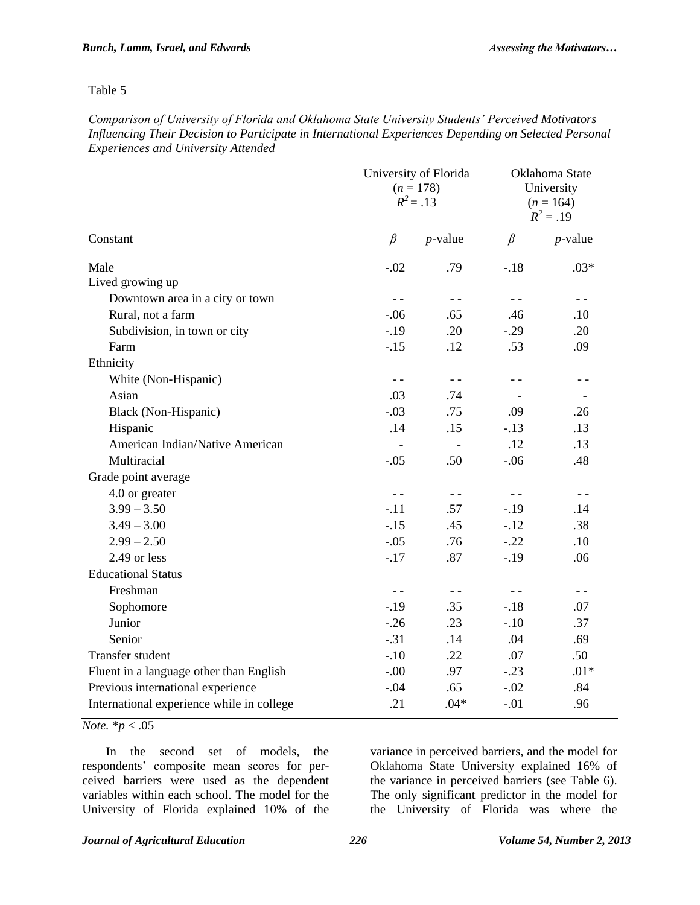Table 5

*Comparison of University of Florida and Oklahoma State University Students' Perceived Motivators Influencing Their Decision to Participate in International Experiences Depending on Selected Personal Experiences and University Attended*

| | University of Florida ($n$ = 178) $R^2$ = .13 | | Oklahoma State University ($n$ = 164) $R^2$ = .19 | |
|---|---|---|---|---|
| Constant | $\beta$ | $p$-value | $\beta$ | $p$-value |
| Male | -.02 | .79 | -.18 | .03* |
| Lived growing up | | | | |
| Downtown area in a city or town | - - | - - | - - | - - |
| Rural, not a farm | -.06 | .65 | .46 | .10 |
| Subdivision, in town or city | -.19 | .20 | -.29 | .20 |
| Farm | -.15 | .12 | .53 | .09 |
| Ethnicity | | | | |
| White (Non-Hispanic) | - - | - - | - - | - - |
| Asian | .03 | .74 | - | - |
| Black (Non-Hispanic) | -.03 | .75 | .09 | .26 |
| Hispanic | .14 | .15 | -.13 | .13 |
| American Indian/Native American | - | - | .12 | .13 |
| Multiracial | -.05 | .50 | -.06 | .48 |
| Grade point average | | | | |
| 4.0 or greater | - - | - - | - - | - - |
| 3.99 – 3.50 | -.11 | .57 | -.19 | .14 |
| 3.49 – 3.00 | -.15 | .45 | -.12 | .38 |
| 2.99 – 2.50 | -.05 | .76 | -.22 | .10 |
| 2.49 or less | -.17 | .87 | -.19 | .06 |
| Educational Status | | | | |
| Freshman | - - | - - | - - | - - |
| Sophomore | -.19 | .35 | -.18 | .07 |
| Junior | -.26 | .23 | -.10 | .37 |
| Senior | -.31 | .14 | .04 | .69 |
| Transfer student | -.10 | .22 | .07 | .50 |
| Fluent in a language other than English | -.00 | .97 | -.23 | .01* |
| Previous international experience | -.04 | .65 | -.02 | .84 |
| International experience while in college | .21 | .04* | -.01 | .96 |

*Note.* *$p < .05$

In the second set of models, the respondents' composite mean scores for perceived barriers were used as the dependent variables within each school. The model for the University of Florida explained 10% of the variance in perceived barriers, and the model for Oklahoma State University explained 16% of the variance in perceived barriers (see Table 6). The only significant predictor in the model for the University of Florida was where the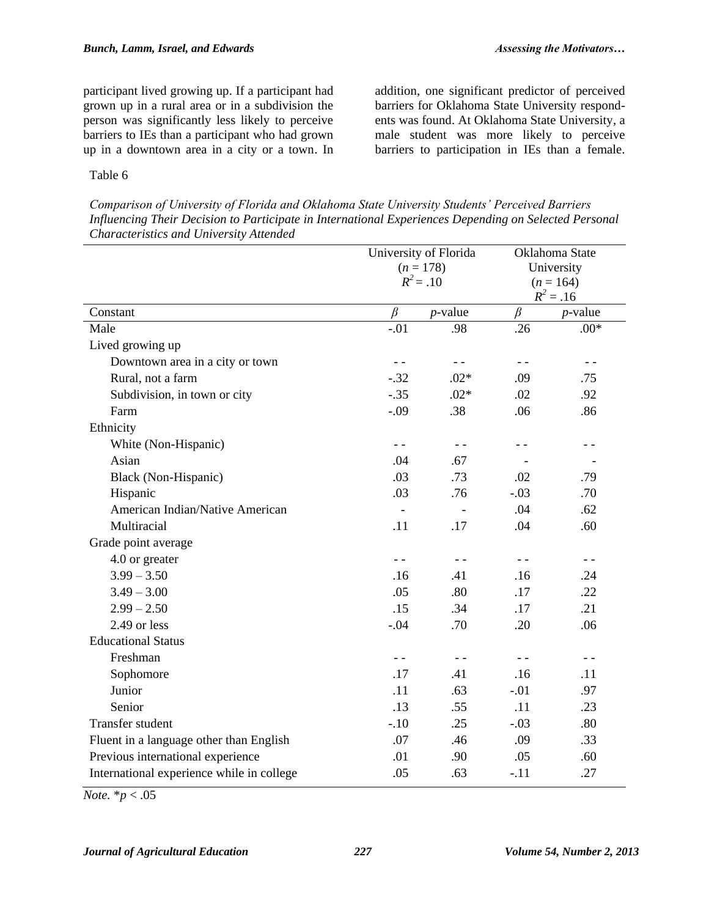participant lived growing up. If a participant had grown up in a rural area or in a subdivision the person was significantly less likely to perceive barriers to IEs than a participant who had grown up in a downtown area in a city or a town. In addition, one significant predictor of perceived barriers for Oklahoma State University respondents was found. At Oklahoma State University, a male student was more likely to perceive barriers to participation in IEs than a female.

Table 6

*Comparison of University of Florida and Oklahoma State University Students' Perceived Barriers Influencing Their Decision to Participate in International Experiences Depending on Selected Personal Characteristics and University Attended*

| | University of Florida ($n$ = 178) $R^2$ = .10 | | Oklahoma State University ($n$ = 164) $R^2$ = .16 | |
|---|---|---|---|---|
| Constant | $\beta$ | $p$-value | $\beta$ | $p$-value |
| Male | -.01 | .98 | .26 | .00* |
| Lived growing up | | | | |
| Downtown area in a city or town | - - | - - | - - | - - |
| Rural, not a farm | -.32 | .02* | .09 | .75 |
| Subdivision, in town or city | -.35 | .02* | .02 | .92 |
| Farm | -.09 | .38 | .06 | .86 |
| Ethnicity | | | | |
| White (Non-Hispanic) | - - | - - | - - | - - |
| Asian | .04 | .67 | - | - |
| Black (Non-Hispanic) | .03 | .73 | .02 | .79 |
| Hispanic | .03 | .76 | -.03 | .70 |
| American Indian/Native American | - | - | .04 | .62 |
| Multiracial | .11 | .17 | .04 | .60 |
| Grade point average | | | | |
| 4.0 or greater | - - | - - | - - | - - |
| 3.99 – 3.50 | .16 | .41 | .16 | .24 |
| 3.49 – 3.00 | .05 | .80 | .17 | .22 |
| 2.99 – 2.50 | .15 | .34 | .17 | .21 |
| 2.49 or less | -.04 | .70 | .20 | .06 |
| Educational Status | | | | |
| Freshman | - - | - - | - - | - - |
| Sophomore | .17 | .41 | .16 | .11 |
| Junior | .11 | .63 | -.01 | .97 |
| Senior | .13 | .55 | .11 | .23 |
| Transfer student | -.10 | .25 | -.03 | .80 |
| Fluent in a language other than English | .07 | .46 | .09 | .33 |
| Previous international experience | .01 | .90 | .05 | .60 |
| International experience while in college | .05 | .63 | -.11 | .27 |

*Note.* *$p < .05$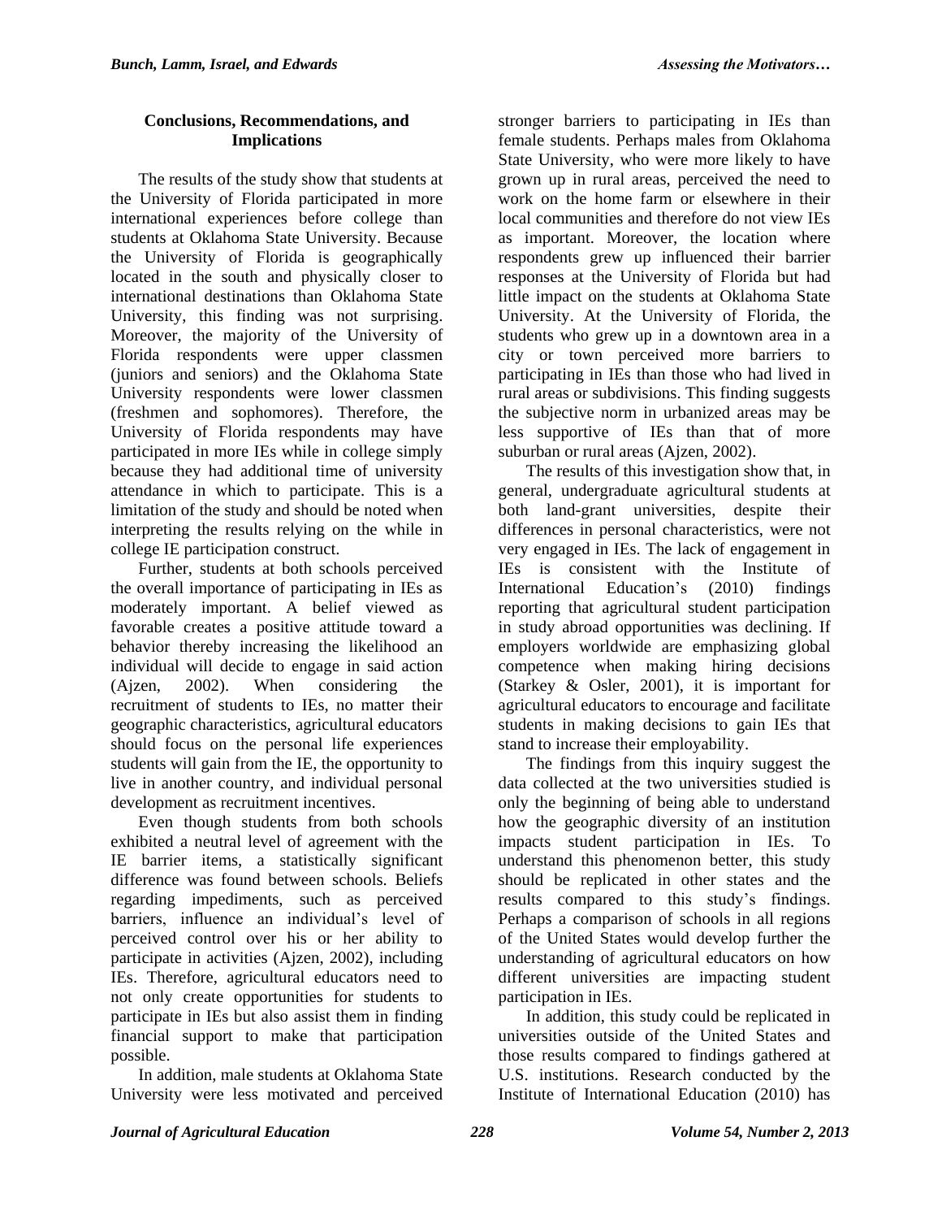## Conclusions, Recommendations, and Implications

The results of the study show that students at the University of Florida participated in more international experiences before college than students at Oklahoma State University. Because the University of Florida is geographically located in the south and physically closer to international destinations than Oklahoma State University, this finding was not surprising. Moreover, the majority of the University of Florida respondents were upper classmen (juniors and seniors) and the Oklahoma State University respondents were lower classmen (freshmen and sophomores). Therefore, the University of Florida respondents may have participated in more IEs while in college simply because they had additional time of university attendance in which to participate. This is a limitation of the study and should be noted when interpreting the results relying on the while in college IE participation construct.

Further, students at both schools perceived the overall importance of participating in IEs as moderately important. A belief viewed as favorable creates a positive attitude toward a behavior thereby increasing the likelihood an individual will decide to engage in said action (Ajzen, 2002). When considering the recruitment of students to IEs, no matter their geographic characteristics, agricultural educators should focus on the personal life experiences students will gain from the IE, the opportunity to live in another country, and individual personal development as recruitment incentives.

Even though students from both schools exhibited a neutral level of agreement with the IE barrier items, a statistically significant difference was found between schools. Beliefs regarding impediments, such as perceived barriers, influence an individual's level of perceived control over his or her ability to participate in activities (Ajzen, 2002), including IEs. Therefore, agricultural educators need to not only create opportunities for students to participate in IEs but also assist them in finding financial support to make that participation possible.

In addition, male students at Oklahoma State University were less motivated and perceived stronger barriers to participating in IEs than female students. Perhaps males from Oklahoma State University, who were more likely to have grown up in rural areas, perceived the need to work on the home farm or elsewhere in their local communities and therefore do not view IEs as important. Moreover, the location where respondents grew up influenced their barrier responses at the University of Florida but had little impact on the students at Oklahoma State University. At the University of Florida, the students who grew up in a downtown area in a city or town perceived more barriers to participating in IEs than those who had lived in rural areas or subdivisions. This finding suggests the subjective norm in urbanized areas may be less supportive of IEs than that of more suburban or rural areas (Ajzen, 2002).

The results of this investigation show that, in general, undergraduate agricultural students at both land-grant universities, despite their differences in personal characteristics, were not very engaged in IEs. The lack of engagement in IEs is consistent with the Institute of International Education's (2010) findings reporting that agricultural student participation in study abroad opportunities was declining. If employers worldwide are emphasizing global competence when making hiring decisions (Starkey & Osler, 2001), it is important for agricultural educators to encourage and facilitate students in making decisions to gain IEs that stand to increase their employability.

The findings from this inquiry suggest the data collected at the two universities studied is only the beginning of being able to understand how the geographic diversity of an institution impacts student participation in IEs. To understand this phenomenon better, this study should be replicated in other states and the results compared to this study's findings. Perhaps a comparison of schools in all regions of the United States would develop further the understanding of agricultural educators on how different universities are impacting student participation in IEs.

In addition, this study could be replicated in universities outside of the United States and those results compared to findings gathered at U.S. institutions. Research conducted by the Institute of International Education (2010) has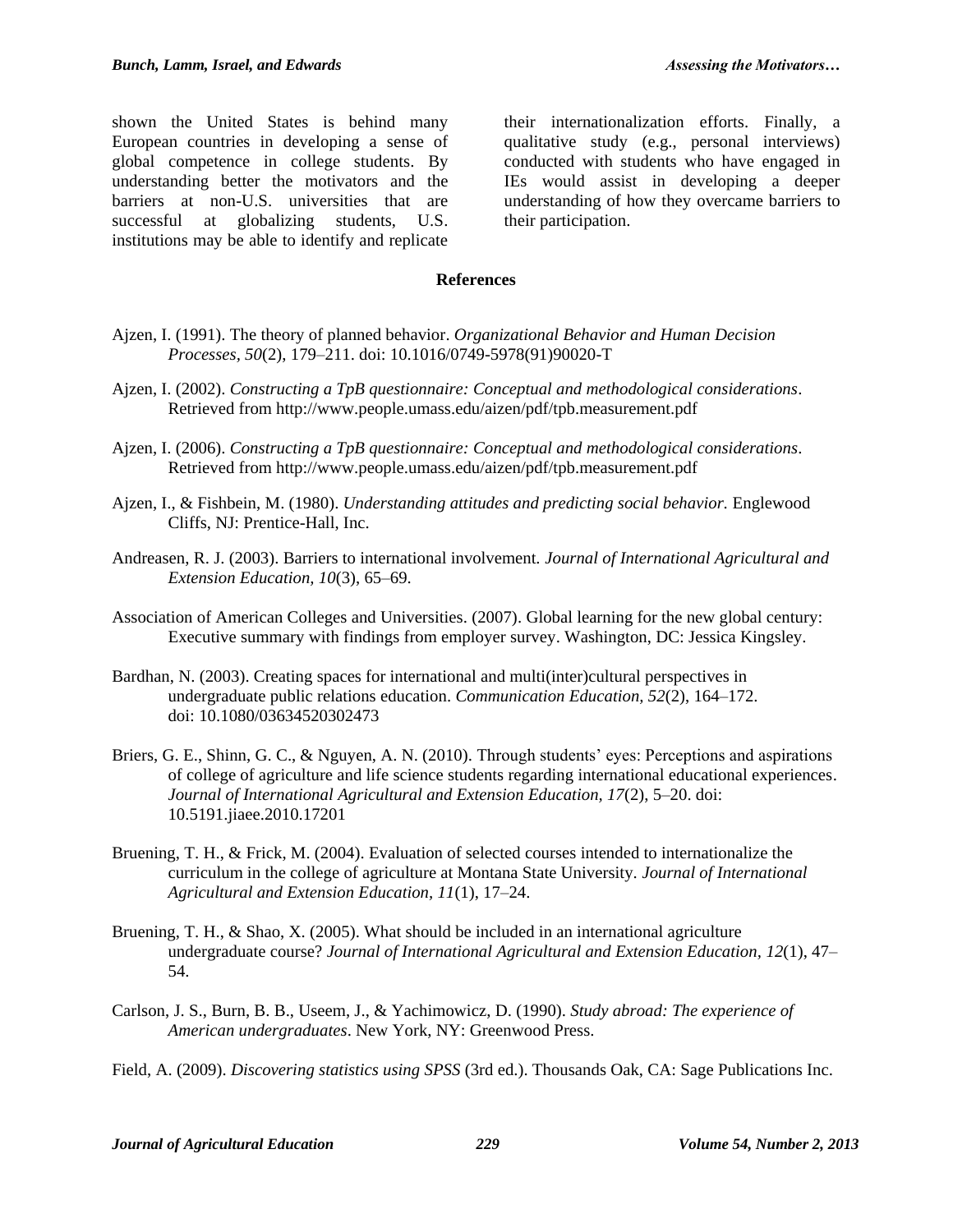shown the United States is behind many European countries in developing a sense of global competence in college students. By understanding better the motivators and the barriers at non-U.S. universities that are successful at globalizing students, U.S. institutions may be able to identify and replicate their internationalization efforts. Finally, a qualitative study (e.g., personal interviews) conducted with students who have engaged in IEs would assist in developing a deeper understanding of how they overcame barriers to their participation.

## References

Ajzen, I. (1991). The theory of planned behavior. *Organizational Behavior and Human Decision Processes, 50*(2), 179–211. doi: 10.1016/0749-5978(91)90020-T

Ajzen, I. (2002). *Constructing a TpB questionnaire: Conceptual and methodological considerations*. Retrieved from http://www.people.umass.edu/aizen/pdf/tpb.measurement.pdf

Ajzen, I. (2006). *Constructing a TpB questionnaire: Conceptual and methodological considerations*. Retrieved from http://www.people.umass.edu/aizen/pdf/tpb.measurement.pdf

Ajzen, I., & Fishbein, M. (1980). *Understanding attitudes and predicting social behavior.* Englewood Cliffs, NJ: Prentice-Hall, Inc.

Andreasen, R. J. (2003). Barriers to international involvement. *Journal of International Agricultural and Extension Education, 10*(3), 65–69.

Association of American Colleges and Universities. (2007). Global learning for the new global century: Executive summary with findings from employer survey. Washington, DC: Jessica Kingsley.

Bardhan, N. (2003). Creating spaces for international and multi(inter)cultural perspectives in undergraduate public relations education. *Communication Education, 52*(2), 164–172. doi: 10.1080/03634520302473

Briers, G. E., Shinn, G. C., & Nguyen, A. N. (2010). Through students' eyes: Perceptions and aspirations of college of agriculture and life science students regarding international educational experiences. *Journal of International Agricultural and Extension Education, 17*(2), 5–20. doi: 10.5191.jiaee.2010.17201

Bruening, T. H., & Frick, M. (2004). Evaluation of selected courses intended to internationalize the curriculum in the college of agriculture at Montana State University. *Journal of International Agricultural and Extension Education, 11*(1), 17–24.

Bruening, T. H., & Shao, X. (2005). What should be included in an international agriculture undergraduate course? *Journal of International Agricultural and Extension Education, 12*(1), 47–54.

Carlson, J. S., Burn, B. B., Useem, J., & Yachimowicz, D. (1990). *Study abroad: The experience of American undergraduates*. New York, NY: Greenwood Press.

Field, A. (2009). *Discovering statistics using SPSS* (3rd ed.). Thousands Oak, CA: Sage Publications Inc.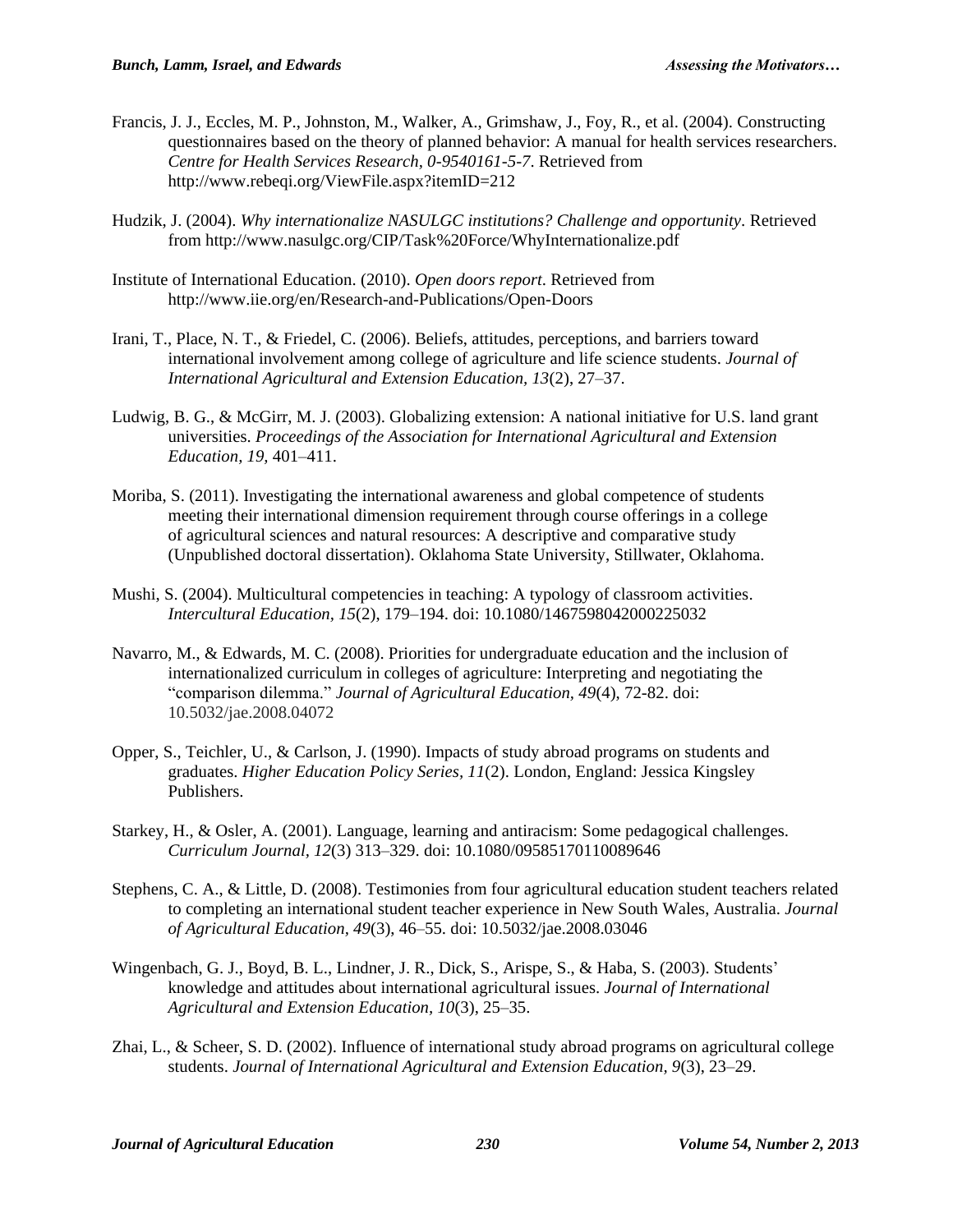Francis, J. J., Eccles, M. P., Johnston, M., Walker, A., Grimshaw, J., Foy, R., et al. (2004). Constructing questionnaires based on the theory of planned behavior: A manual for health services researchers. *Centre for Health Services Research, 0-9540161-5-7*. Retrieved from http://www.rebeqi.org/ViewFile.aspx?itemID=212

Hudzik, J. (2004). *Why internationalize NASULGC institutions? Challenge and opportunity*. Retrieved from http://www.nasulgc.org/CIP/Task%20Force/WhyInternationalize.pdf

Institute of International Education. (2010). *Open doors report*. Retrieved from http://www.iie.org/en/Research-and-Publications/Open-Doors

Irani, T., Place, N. T., & Friedel, C. (2006). Beliefs, attitudes, perceptions, and barriers toward international involvement among college of agriculture and life science students. *Journal of International Agricultural and Extension Education, 13*(2), 27–37.

Ludwig, B. G., & McGirr, M. J. (2003). Globalizing extension: A national initiative for U.S. land grant universities. *Proceedings of the Association for International Agricultural and Extension Education, 19*, 401–411.

Moriba, S. (2011). Investigating the international awareness and global competence of students meeting their international dimension requirement through course offerings in a college of agricultural sciences and natural resources: A descriptive and comparative study (Unpublished doctoral dissertation). Oklahoma State University, Stillwater, Oklahoma.

Mushi, S. (2004). Multicultural competencies in teaching: A typology of classroom activities. *Intercultural Education, 15*(2), 179–194. doi: 10.1080/1467598042000225032

Navarro, M., & Edwards, M. C. (2008). Priorities for undergraduate education and the inclusion of internationalized curriculum in colleges of agriculture: Interpreting and negotiating the "comparison dilemma." *Journal of Agricultural Education, 49*(4), 72-82. doi: 10.5032/jae.2008.04072

Opper, S., Teichler, U., & Carlson, J. (1990). Impacts of study abroad programs on students and graduates. *Higher Education Policy Series, 11*(2). London, England: Jessica Kingsley Publishers.

Starkey, H., & Osler, A. (2001). Language, learning and antiracism: Some pedagogical challenges. *Curriculum Journal, 12*(3) 313–329. doi: 10.1080/09585170110089646

Stephens, C. A., & Little, D. (2008). Testimonies from four agricultural education student teachers related to completing an international student teacher experience in New South Wales, Australia. *Journal of Agricultural Education, 49*(3), 46–55. doi: 10.5032/jae.2008.03046

Wingenbach, G. J., Boyd, B. L., Lindner, J. R., Dick, S., Arispe, S., & Haba, S. (2003). Students' knowledge and attitudes about international agricultural issues. *Journal of International Agricultural and Extension Education, 10*(3), 25–35.

Zhai, L., & Scheer, S. D. (2002). Influence of international study abroad programs on agricultural college students. *Journal of International Agricultural and Extension Education, 9*(3), 23–29.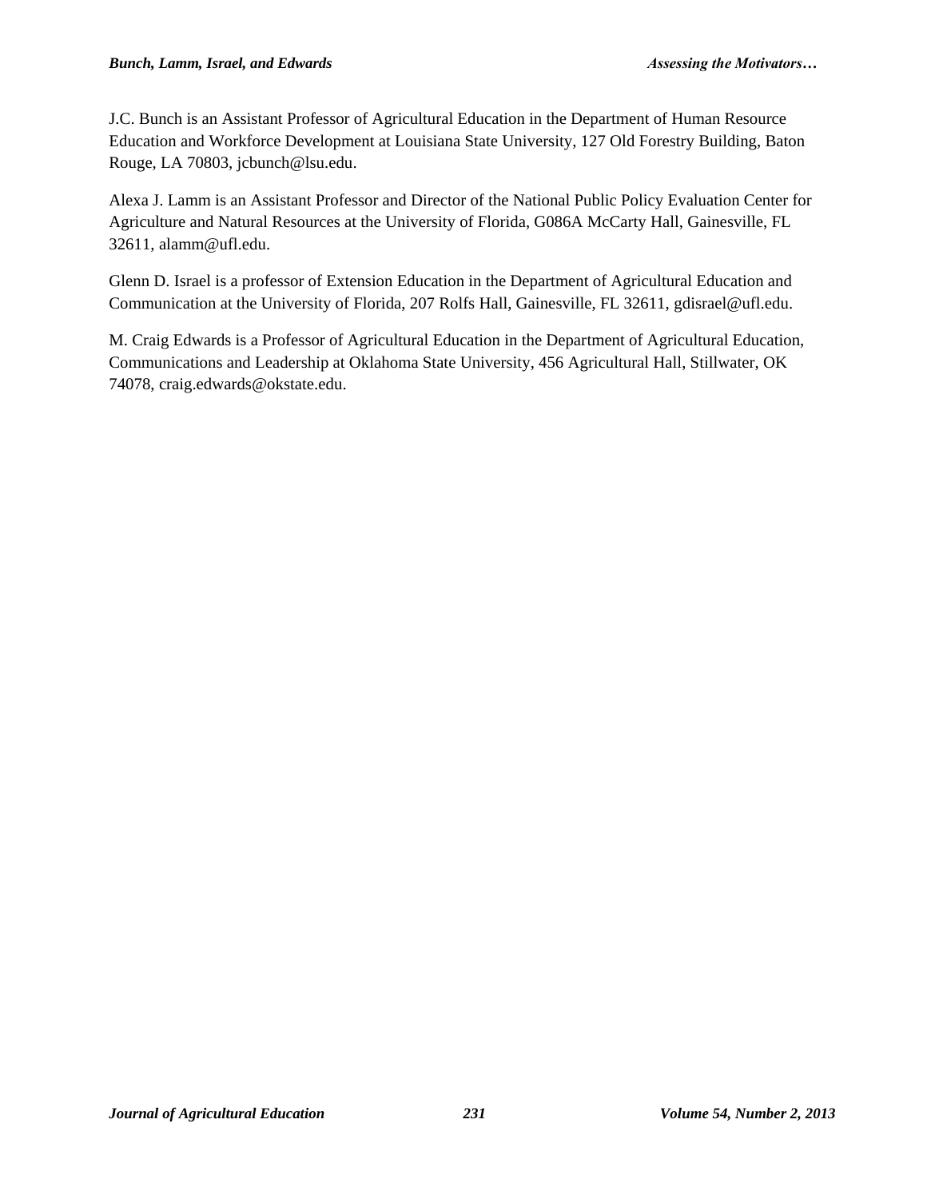J.C. Bunch is an Assistant Professor of Agricultural Education in the Department of Human Resource Education and Workforce Development at Louisiana State University, 127 Old Forestry Building, Baton Rouge, LA 70803, jcbunch@lsu.edu.

Alexa J. Lamm is an Assistant Professor and Director of the National Public Policy Evaluation Center for Agriculture and Natural Resources at the University of Florida, G086A McCarty Hall, Gainesville, FL 32611, alamm@ufl.edu.

Glenn D. Israel is a professor of Extension Education in the Department of Agricultural Education and Communication at the University of Florida, 207 Rolfs Hall, Gainesville, FL 32611, gdisrael@ufl.edu.

M. Craig Edwards is a Professor of Agricultural Education in the Department of Agricultural Education, Communications and Leadership at Oklahoma State University, 456 Agricultural Hall, Stillwater, OK 74078, craig.edwards@okstate.edu.